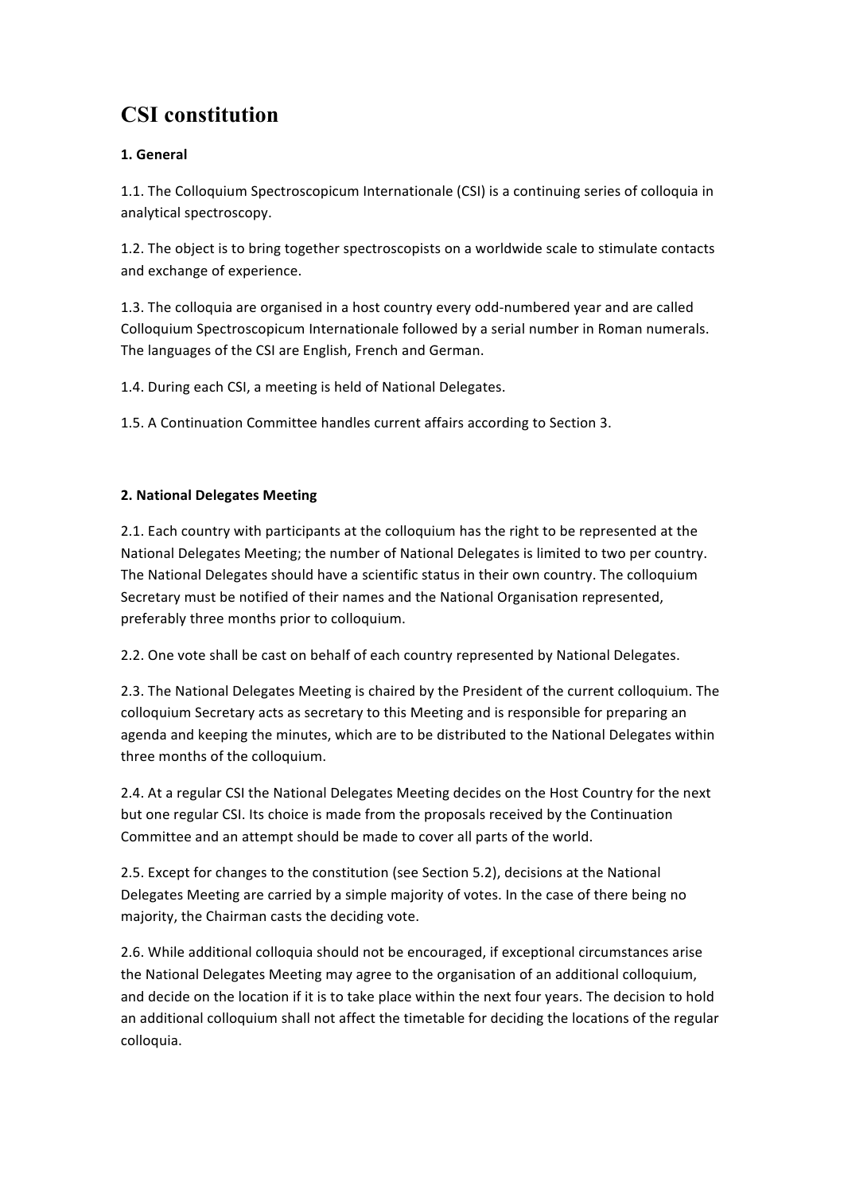# CSI constitution

### 1. General

1.1. The Colloquium Spectroscopicum Internationale (CSI) is a continuing series of colloquia in analytical spectroscopy.

1.2. The object is to bring together spectroscopists on a worldwide scale to stimulate contacts and exchange of experience.

1.3. The colloquia are organised in a host country every odd-numbered year and are called Colloquium Spectroscopicum Internationale followed by a serial number in Roman numerals. The languages of the CSI are English, French and German.

1.4. During each CSI, a meeting is held of National Delegates.

1.5. A Continuation Committee handles current affairs according to Section 3.

### 2. National Delegates Meeting

2.1. Each country with participants at the colloquium has the right to be represented at the National Delegates Meeting; the number of National Delegates is limited to two per country. The National Delegates should have a scientific status in their own country. The colloquium Secretary must be notified of their names and the National Organisation represented, preferably three months prior to colloquium.

2.2. One vote shall be cast on behalf of each country represented by National Delegates.

2.3. The National Delegates Meeting is chaired by the President of the current colloquium. The colloquium Secretary acts as secretary to this Meeting and is responsible for preparing an agenda and keeping the minutes, which are to be distributed to the National Delegates within three months of the colloquium.

2.4. At a regular CSI the National Delegates Meeting decides on the Host Country for the next but one regular CSI. Its choice is made from the proposals received by the Continuation Committee and an attempt should be made to cover all parts of the world.

2.5. Except for changes to the constitution (see Section 5.2), decisions at the National Delegates Meeting are carried by a simple majority of votes. In the case of there being no majority, the Chairman casts the deciding vote.

2.6. While additional colloquia should not be encouraged, if exceptional circumstances arise the National Delegates Meeting may agree to the organisation of an additional colloquium, and decide on the location if it is to take place within the next four years. The decision to hold an additional colloquium shall not affect the timetable for deciding the locations of the regular colloquia.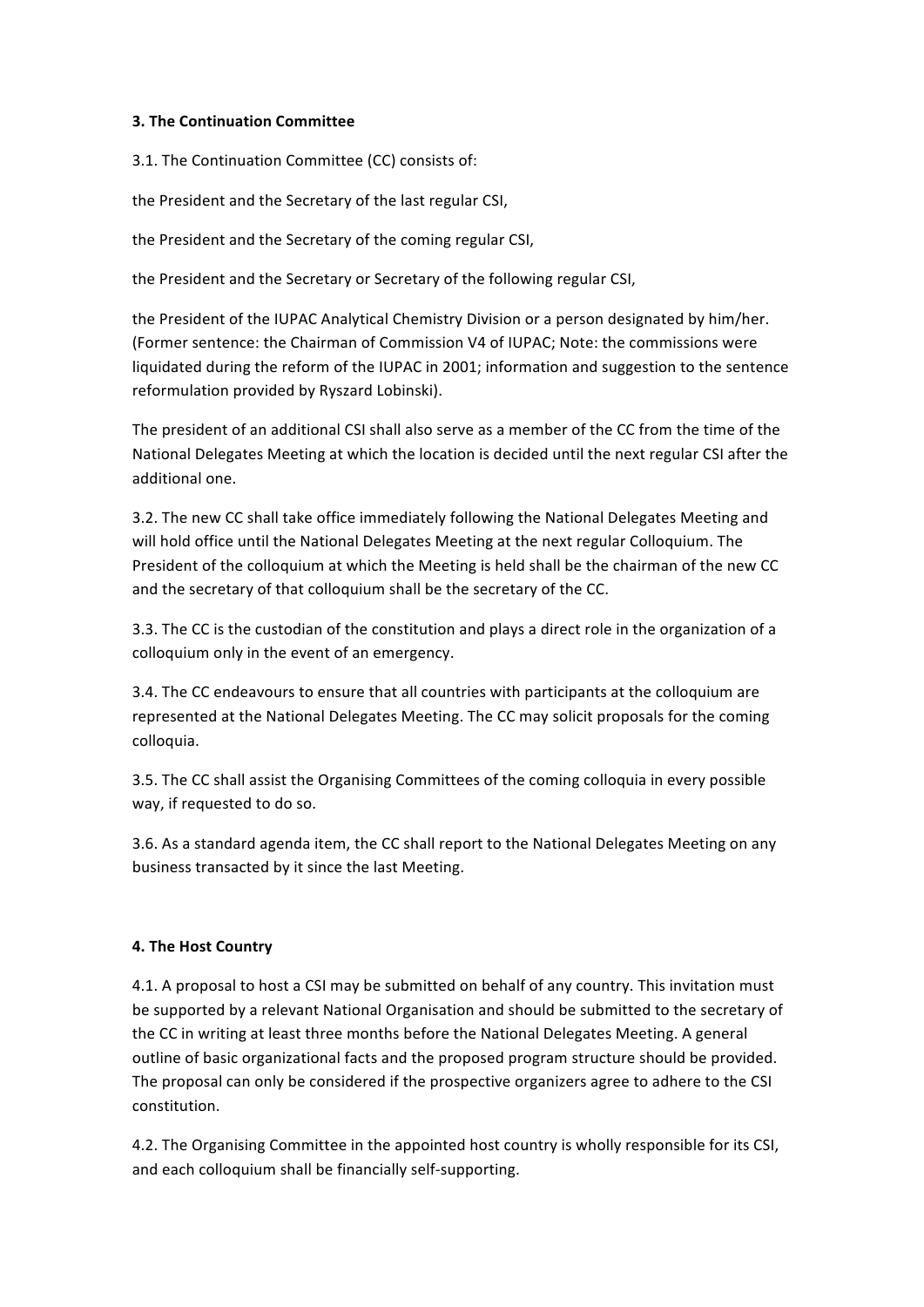### 3. The Continuation Committee

3.1. The Continuation Committee (CC) consists of:

the President and the Secretary of the last regular CSI,

the President and the Secretary of the coming regular CSI,

the President and the Secretary or Secretary of the following regular CSI,

the President of the IUPAC Analytical Chemistry Division or a person designated by him/her. (Former sentence: the Chairman of Commission V4 of IUPAC; Note: the commissions were liquidated during the reform of the IUPAC in 2001; information and suggestion to the sentence reformulation provided by Ryszard Lobinski).

The president of an additional CSI shall also serve as a member of the CC from the time of the National Delegates Meeting at which the location is decided until the next regular CSI after the additional one.

3.2. The new CC shall take office immediately following the National Delegates Meeting and will hold office until the National Delegates Meeting at the next regular Colloquium. The President of the colloquium at which the Meeting is held shall be the chairman of the new CC and the secretary of that colloquium shall be the secretary of the CC.

3.3. The CC is the custodian of the constitution and plays a direct role in the organization of a colloquium only in the event of an emergency.

3.4. The CC endeavours to ensure that all countries with participants at the colloquium are represented at the National Delegates Meeting. The CC may solicit proposals for the coming colloquia.

3.5. The CC shall assist the Organising Committees of the coming colloquia in every possible way, if requested to do so.

3.6. As a standard agenda item, the CC shall report to the National Delegates Meeting on any business transacted by it since the last Meeting.

### 4. The Host Country

4.1. A proposal to host a CSI may be submitted on behalf of any country. This invitation must be supported by a relevant National Organisation and should be submitted to the secretary of the CC in writing at least three months before the National Delegates Meeting. A general outline of basic organizational facts and the proposed program structure should be provided. The proposal can only be considered if the prospective organizers agree to adhere to the CSI constitution.

4.2. The Organising Committee in the appointed host country is wholly responsible for its CSI, and each colloquium shall be financially self-supporting.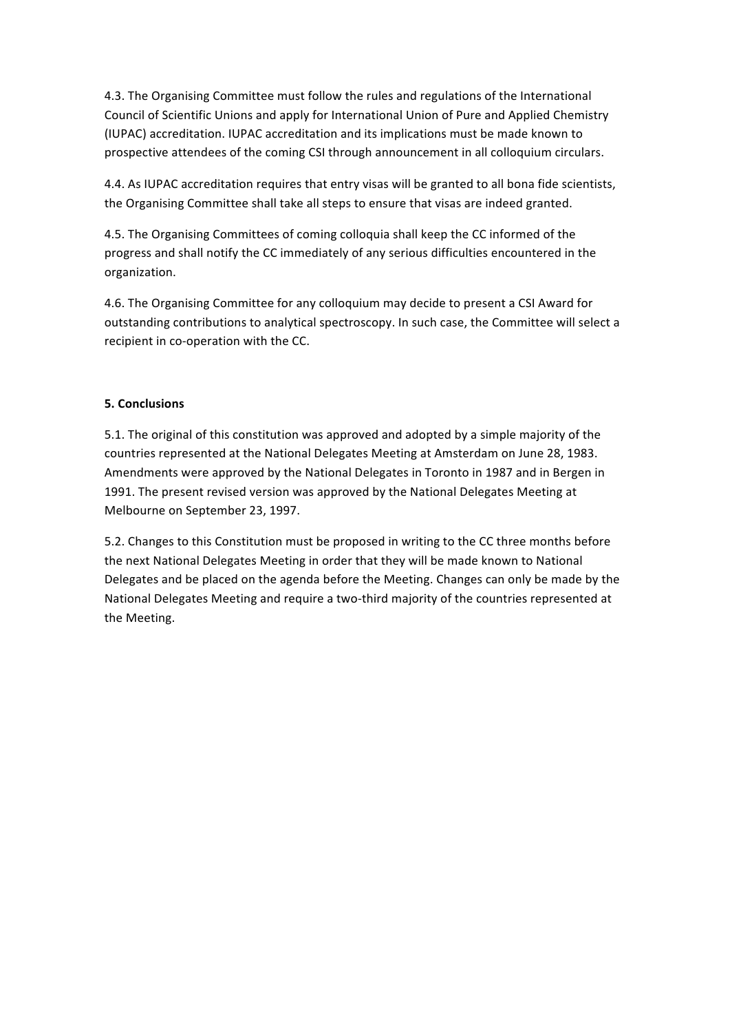4.3. The Organising Committee must follow the rules and regulations of the International Council of Scientific Unions and apply for International Union of Pure and Applied Chemistry (IUPAC) accreditation. IUPAC accreditation and its implications must be made known to prospective attendees of the coming CSI through announcement in all colloquium circulars.

4.4. As IUPAC accreditation requires that entry visas will be granted to all bona fide scientists, the Organising Committee shall take all steps to ensure that visas are indeed granted.

4.5. The Organising Committees of coming colloquia shall keep the CC informed of the progress and shall notify the CC immediately of any serious difficulties encountered in the organization.

4.6. The Organising Committee for any colloquium may decide to present a CSI Award for outstanding contributions to analytical spectroscopy. In such case, the Committee will select a recipient in co-operation with the CC.

**5. Conclusions**

5.1. The original of this constitution was approved and adopted by a simple majority of the countries represented at the National Delegates Meeting at Amsterdam on June 28, 1983. Amendments were approved by the National Delegates in Toronto in 1987 and in Bergen in 1991. The present revised version was approved by the National Delegates Meeting at Melbourne on September 23, 1997.

5.2. Changes to this Constitution must be proposed in writing to the CC three months before the next National Delegates Meeting in order that they will be made known to National Delegates and be placed on the agenda before the Meeting. Changes can only be made by the National Delegates Meeting and require a two-third majority of the countries represented at the Meeting.